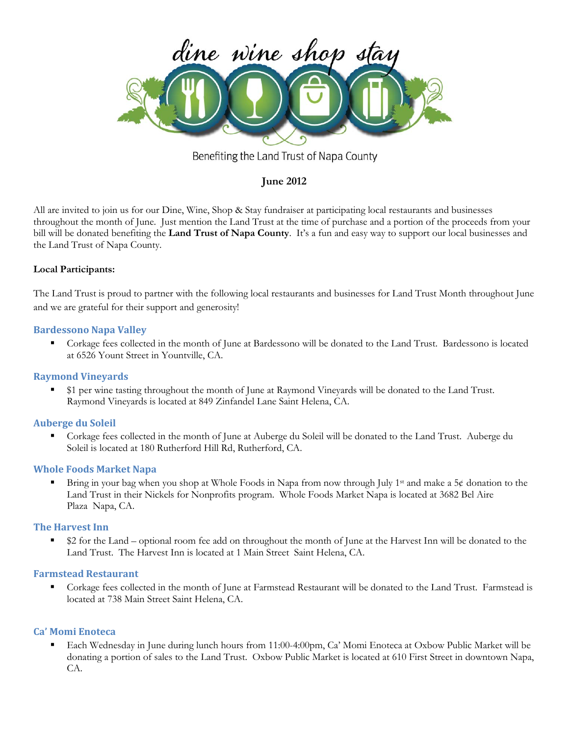# dine wine shop stay

Benefiting the Land Trust of Napa County

**June 2012**

All are invited to join us for our Dine, Wine, Shop & Stay fundraiser at participating local restaurants and businesses throughout the month of June. Just mention the Land Trust at the time of purchase and a portion of the proceeds from your bill will be donated benefiting the **Land Trust of Napa County**. It's a fun and easy way to support our local businesses and the Land Trust of Napa County.

**Local Participants:**

The Land Trust is proud to partner with the following local restaurants and businesses for Land Trust Month throughout June and we are grateful for their support and generosity!

### Bardessono Napa Valley

- Corkage fees collected in the month of June at Bardessono will be donated to the Land Trust. Bardessono is located at 6526 Yount Street in Yountville, CA.

### Raymond Vineyards

- $1 per wine tasting throughout the month of June at Raymond Vineyards will be donated to the Land Trust. Raymond Vineyards is located at 849 Zinfandel Lane Saint Helena, CA.

### Auberge du Soleil

- Corkage fees collected in the month of June at Auberge du Soleil will be donated to the Land Trust. Auberge du Soleil is located at 180 Rutherford Hill Rd, Rutherford, CA.

### Whole Foods Market Napa

- Bring in your bag when you shop at Whole Foods in Napa from now through July 1st and make a 5¢ donation to the Land Trust in their Nickels for Nonprofits program. Whole Foods Market Napa is located at 3682 Bel Aire Plaza Napa, CA.

### The Harvest Inn

- $2 for the Land – optional room fee add on throughout the month of June at the Harvest Inn will be donated to the Land Trust. The Harvest Inn is located at 1 Main Street Saint Helena, CA.

### Farmstead Restaurant

- Corkage fees collected in the month of June at Farmstead Restaurant will be donated to the Land Trust. Farmstead is located at 738 Main Street Saint Helena, CA.

### Ca' Momi Enoteca

- Each Wednesday in June during lunch hours from 11:00-4:00pm, Ca' Momi Enoteca at Oxbow Public Market will be donating a portion of sales to the Land Trust. Oxbow Public Market is located at 610 First Street in downtown Napa, CA.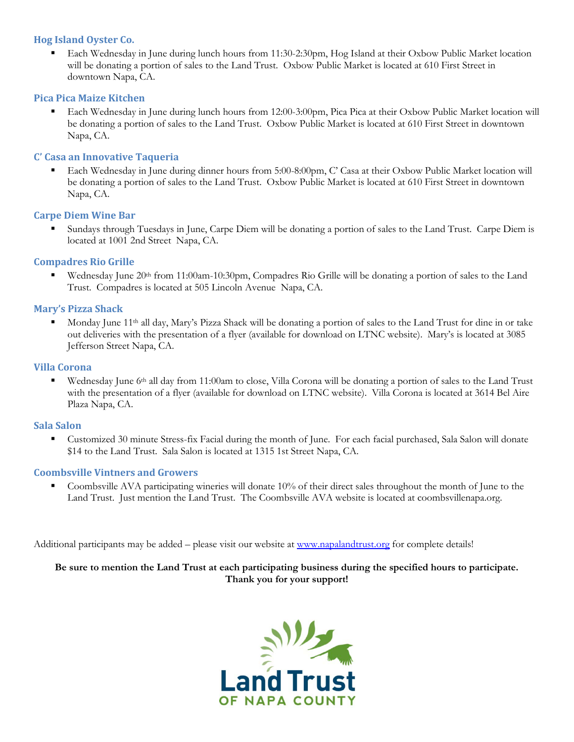### Hog Island Oyster Co.

- Each Wednesday in June during lunch hours from 11:30-2:30pm, Hog Island at their Oxbow Public Market location will be donating a portion of sales to the Land Trust. Oxbow Public Market is located at 610 First Street in downtown Napa, CA.

### Pica Pica Maize Kitchen

- Each Wednesday in June during lunch hours from 12:00-3:00pm, Pica Pica at their Oxbow Public Market location will be donating a portion of sales to the Land Trust. Oxbow Public Market is located at 610 First Street in downtown Napa, CA.

### C' Casa an Innovative Taqueria

- Each Wednesday in June during dinner hours from 5:00-8:00pm, C' Casa at their Oxbow Public Market location will be donating a portion of sales to the Land Trust. Oxbow Public Market is located at 610 First Street in downtown Napa, CA.

### Carpe Diem Wine Bar

- Sundays through Tuesdays in June, Carpe Diem will be donating a portion of sales to the Land Trust. Carpe Diem is located at 1001 2nd Street Napa, CA.

### Compadres Rio Grille

- Wednesday June 20th from 11:00am-10:30pm, Compadres Rio Grille will be donating a portion of sales to the Land Trust. Compadres is located at 505 Lincoln Avenue Napa, CA.

### Mary's Pizza Shack

- Monday June 11th all day, Mary's Pizza Shack will be donating a portion of sales to the Land Trust for dine in or take out deliveries with the presentation of a flyer (available for download on LTNC website). Mary's is located at 3085 Jefferson Street Napa, CA.

### Villa Corona

- Wednesday June 6th all day from 11:00am to close, Villa Corona will be donating a portion of sales to the Land Trust with the presentation of a flyer (available for download on LTNC website). Villa Corona is located at 3614 Bel Aire Plaza Napa, CA.

### Sala Salon

- Customized 30 minute Stress-fix Facial during the month of June. For each facial purchased, Sala Salon will donate $14 to the Land Trust. Sala Salon is located at 1315 1st Street Napa, CA.

### Coombsville Vintners and Growers

- Coombsville AVA participating wineries will donate 10% of their direct sales throughout the month of June to the Land Trust. Just mention the Land Trust. The Coombsville AVA website is located at coombsvillenapa.org.

Additional participants may be added – please visit our website at [www.napalandtrust.org](http://www.napalandtrust.org) for complete details!

**Be sure to mention the Land Trust at each participating business during the specified hours to participate. Thank you for your support!**

Land Trust
OF NAPA COUNTY